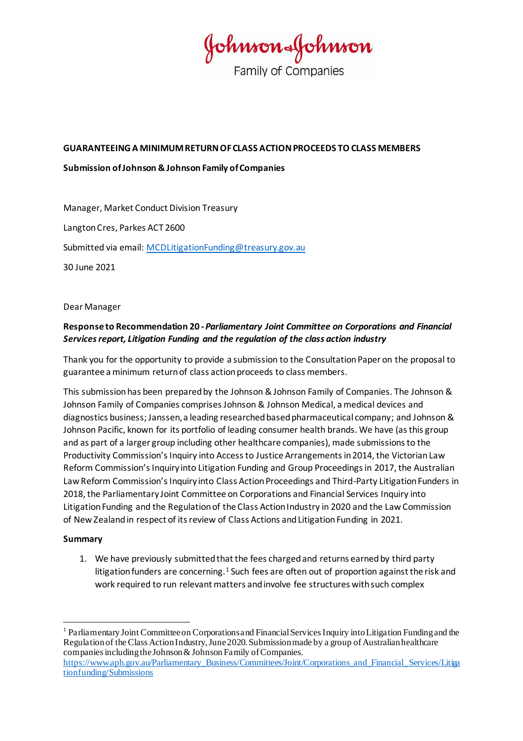Johnson & Johnson
Family of Companies

**GUARANTEEING A MINIMUM RETURN OF CLASS ACTION PROCEEDS TO CLASS MEMBERS**

**Submission of Johnson & Johnson Family of Companies**

Manager, Market Conduct Division Treasury

Langton Cres, Parkes ACT 2600

Submitted via email: MCDLitigationFunding@treasury.gov.au

30 June 2021

Dear Manager

**Response to Recommendation 20 - *Parliamentary Joint Committee on Corporations and Financial Services report, Litigation Funding and the regulation of the class action industry***

Thank you for the opportunity to provide a submission to the Consultation Paper on the proposal to guarantee a minimum return of class action proceeds to class members.

This submission has been prepared by the Johnson & Johnson Family of Companies. The Johnson & Johnson Family of Companies comprises Johnson & Johnson Medical, a medical devices and diagnostics business; Janssen, a leading researched based pharmaceutical company; and Johnson & Johnson Pacific, known for its portfolio of leading consumer health brands. We have (as this group and as part of a larger group including other healthcare companies), made submissions to the Productivity Commission's Inquiry into Access to Justice Arrangements in 2014, the Victorian Law Reform Commission's Inquiry into Litigation Funding and Group Proceedings in 2017, the Australian Law Reform Commission's Inquiry into Class Action Proceedings and Third-Party Litigation Funders in 2018, the Parliamentary Joint Committee on Corporations and Financial Services Inquiry into Litigation Funding and the Regulation of the Class Action Industry in 2020 and the Law Commission of New Zealand in respect of its review of Class Actions and Litigation Funding in 2021.

**Summary**

1. We have previously submitted that the fees charged and returns earned by third party litigation funders are concerning.[1] Such fees are often out of proportion against the risk and work required to run relevant matters and involve fee structures with such complex

---

[1] Parliamentary Joint Committee on Corporations and Financial Services Inquiry into Litigation Funding and the Regulation of the Class Action Industry, June 2020. Submission made by a group of Australian healthcare companies including the Johnson & Johnson Family of Companies. https://www.aph.gov.au/Parliamentary_Business/Committees/Joint/Corporations_and_Financial_Services/Litigationfunding/Submissions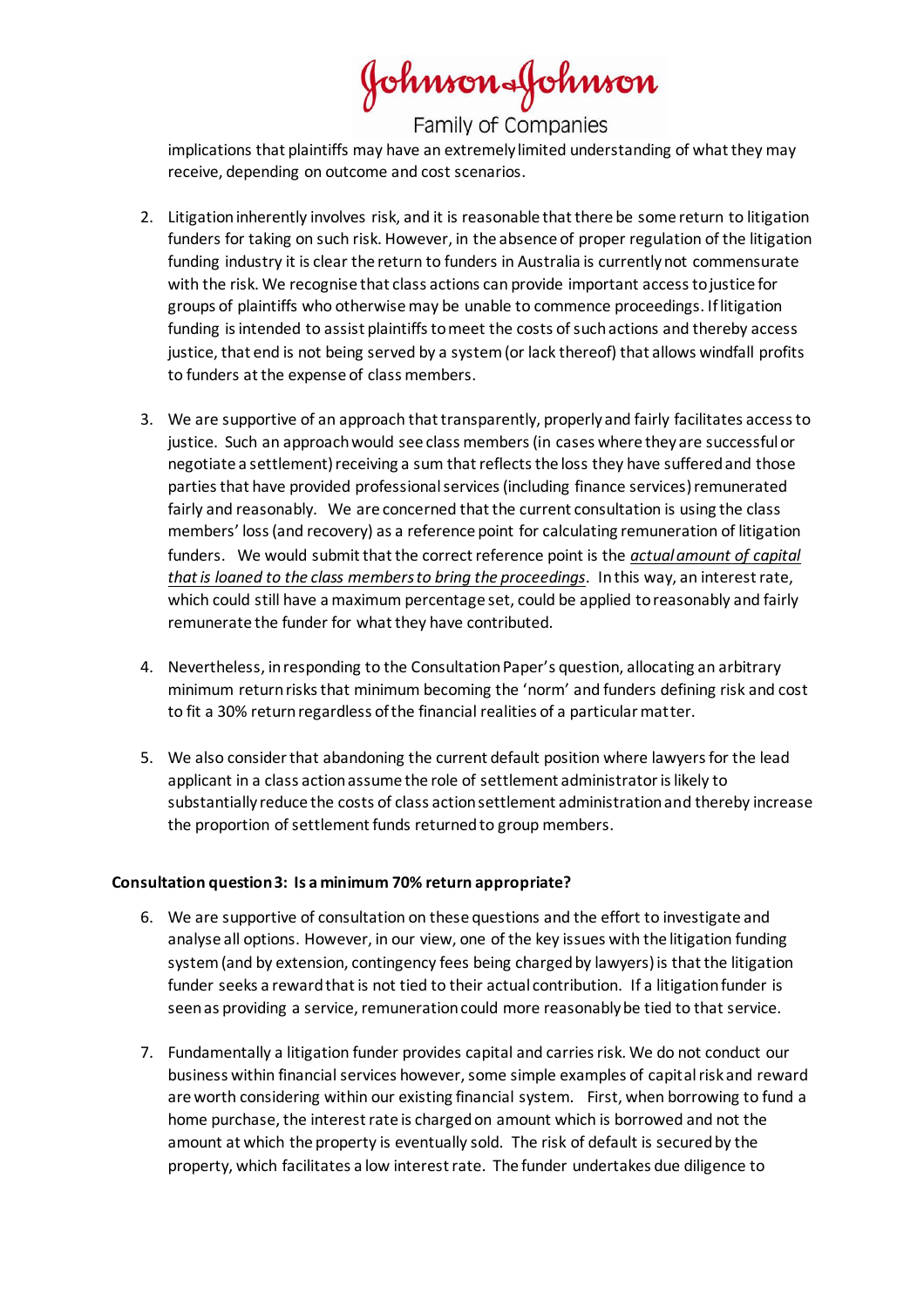implications that plaintiffs may have an extremely limited understanding of what they may receive, depending on outcome and cost scenarios.

2. Litigation inherently involves risk, and it is reasonable that there be some return to litigation funders for taking on such risk. However, in the absence of proper regulation of the litigation funding industry it is clear the return to funders in Australia is currently not commensurate with the risk. We recognise that class actions can provide important access to justice for groups of plaintiffs who otherwise may be unable to commence proceedings. If litigation funding is intended to assist plaintiffs to meet the costs of such actions and thereby access justice, that end is not being served by a system (or lack thereof) that allows windfall profits to funders at the expense of class members.

3. We are supportive of an approach that transparently, properly and fairly facilitates access to justice. Such an approach would see class members (in cases where they are successful or negotiate a settlement) receiving a sum that reflects the loss they have suffered and those parties that have provided professional services (including finance services) remunerated fairly and reasonably. We are concerned that the current consultation is using the class members' loss (and recovery) as a reference point for calculating remuneration of litigation funders. We would submit that the correct reference point is the *actual amount of capital that is loaned to the class members to bring the proceedings*. In this way, an interest rate, which could still have a maximum percentage set, could be applied to reasonably and fairly remunerate the funder for what they have contributed.

4. Nevertheless, in responding to the Consultation Paper's question, allocating an arbitrary minimum return risks that minimum becoming the 'norm' and funders defining risk and cost to fit a 30% return regardless of the financial realities of a particular matter.

5. We also consider that abandoning the current default position where lawyers for the lead applicant in a class action assume the role of settlement administrator is likely to substantially reduce the costs of class action settlement administration and thereby increase the proportion of settlement funds returned to group members.

**Consultation question 3: Is a minimum 70% return appropriate?**

6. We are supportive of consultation on these questions and the effort to investigate and analyse all options. However, in our view, one of the key issues with the litigation funding system (and by extension, contingency fees being charged by lawyers) is that the litigation funder seeks a reward that is not tied to their actual contribution. If a litigation funder is seen as providing a service, remuneration could more reasonably be tied to that service.

7. Fundamentally a litigation funder provides capital and carries risk. We do not conduct our business within financial services however, some simple examples of capital risk and reward are worth considering within our existing financial system. First, when borrowing to fund a home purchase, the interest rate is charged on amount which is borrowed and not the amount at which the property is eventually sold. The risk of default is secured by the property, which facilitates a low interest rate. The funder undertakes due diligence to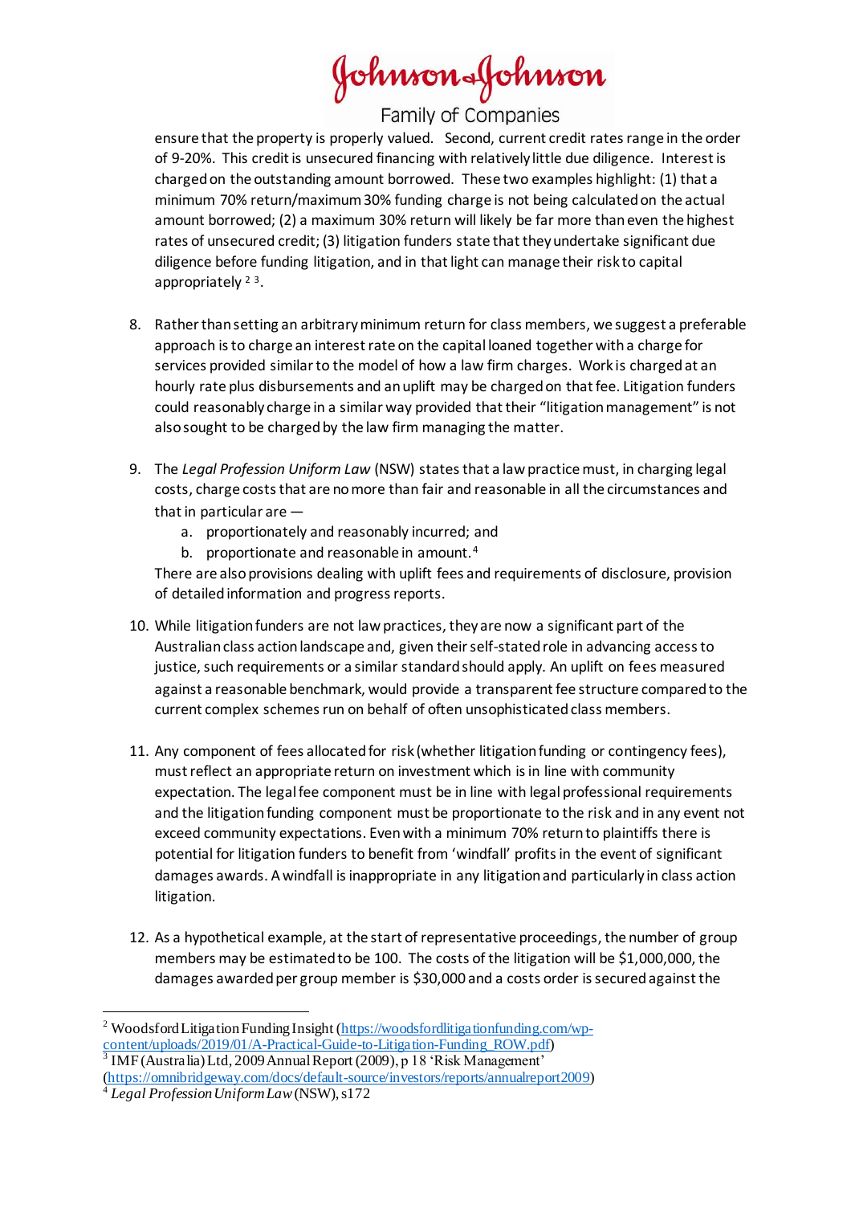ensure that the property is properly valued. Second, current credit rates range in the order of 9-20%. This credit is unsecured financing with relatively little due diligence. Interest is charged on the outstanding amount borrowed. These two examples highlight: (1) that a minimum 70% return/maximum 30% funding charge is not being calculated on the actual amount borrowed; (2) a maximum 30% return will likely be far more than even the highest rates of unsecured credit; (3) litigation funders state that they undertake significant due diligence before funding litigation, and in that light can manage their risk to capital appropriately [2] [3].

8. Rather than setting an arbitrary minimum return for class members, we suggest a preferable approach is to charge an interest rate on the capital loaned together with a charge for services provided similar to the model of how a law firm charges. Work is charged at an hourly rate plus disbursements and an uplift may be charged on that fee. Litigation funders could reasonably charge in a similar way provided that their "litigation management" is not also sought to be charged by the law firm managing the matter.

9. The *Legal Profession Uniform Law* (NSW) states that a law practice must, in charging legal costs, charge costs that are no more than fair and reasonable in all the circumstances and that in particular are —
   a. proportionately and reasonably incurred; and
   b. proportionate and reasonable in amount.[4]

   There are also provisions dealing with uplift fees and requirements of disclosure, provision of detailed information and progress reports.

10. While litigation funders are not law practices, they are now a significant part of the Australian class action landscape and, given their self-stated role in advancing access to justice, such requirements or a similar standard should apply. An uplift on fees measured against a reasonable benchmark, would provide a transparent fee structure compared to the current complex schemes run on behalf of often unsophisticated class members.

11. Any component of fees allocated for risk (whether litigation funding or contingency fees), must reflect an appropriate return on investment which is in line with community expectation. The legal fee component must be in line with legal professional requirements and the litigation funding component must be proportionate to the risk and in any event not exceed community expectations. Even with a minimum 70% return to plaintiffs there is potential for litigation funders to benefit from 'windfall' profits in the event of significant damages awards. A windfall is inappropriate in any litigation and particularly in class action litigation.

12. As a hypothetical example, at the start of representative proceedings, the number of group members may be estimated to be 100. The costs of the litigation will be $1,000,000, the damages awarded per group member is $30,000 and a costs order is secured against the

---

[2] Woodsford Litigation Funding Insight (https://woodsfordlitigationfunding.com/wp-content/uploads/2019/01/A-Practical-Guide-to-Litigation-Funding_ROW.pdf)

[3] IMF (Australia) Ltd, 2009 Annual Report (2009), p 18 'Risk Management' (https://omnibridgeway.com/docs/default-source/investors/reports/annualreport2009)

[4] *Legal Profession Uniform Law* (NSW), s172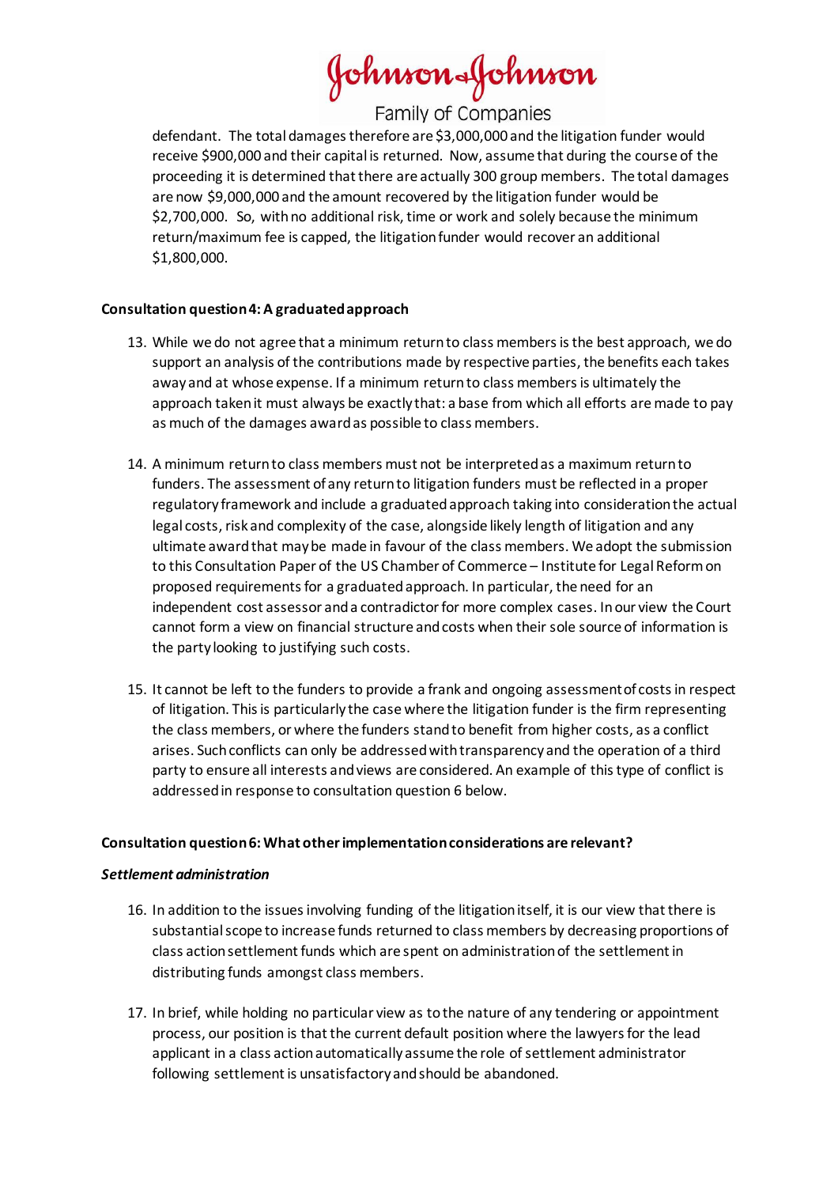defendant. The total damages therefore are $3,000,000 and the litigation funder would receive $900,000 and their capital is returned. Now, assume that during the course of the proceeding it is determined that there are actually 300 group members. The total damages are now $9,000,000 and the amount recovered by the litigation funder would be $2,700,000. So, with no additional risk, time or work and solely because the minimum return/maximum fee is capped, the litigation funder would recover an additional $1,800,000.

**Consultation question 4: A graduated approach**

13. While we do not agree that a minimum return to class members is the best approach, we do support an analysis of the contributions made by respective parties, the benefits each takes away and at whose expense. If a minimum return to class members is ultimately the approach taken it must always be exactly that: a base from which all efforts are made to pay as much of the damages award as possible to class members.

14. A minimum return to class members must not be interpreted as a maximum return to funders. The assessment of any return to litigation funders must be reflected in a proper regulatory framework and include a graduated approach taking into consideration the actual legal costs, risk and complexity of the case, alongside likely length of litigation and any ultimate award that may be made in favour of the class members. We adopt the submission to this Consultation Paper of the US Chamber of Commerce – Institute for Legal Reform on proposed requirements for a graduated approach. In particular, the need for an independent cost assessor and a contradictor for more complex cases. In our view the Court cannot form a view on financial structure and costs when their sole source of information is the party looking to justifying such costs.

15. It cannot be left to the funders to provide a frank and ongoing assessment of costs in respect of litigation. This is particularly the case where the litigation funder is the firm representing the class members, or where the funders stand to benefit from higher costs, as a conflict arises. Such conflicts can only be addressed with transparency and the operation of a third party to ensure all interests and views are considered. An example of this type of conflict is addressed in response to consultation question 6 below.

**Consultation question 6: What other implementation considerations are relevant?**

***Settlement administration***

16. In addition to the issues involving funding of the litigation itself, it is our view that there is substantial scope to increase funds returned to class members by decreasing proportions of class action settlement funds which are spent on administration of the settlement in distributing funds amongst class members.

17. In brief, while holding no particular view as to the nature of any tendering or appointment process, our position is that the current default position where the lawyers for the lead applicant in a class action automatically assume the role of settlement administrator following settlement is unsatisfactory and should be abandoned.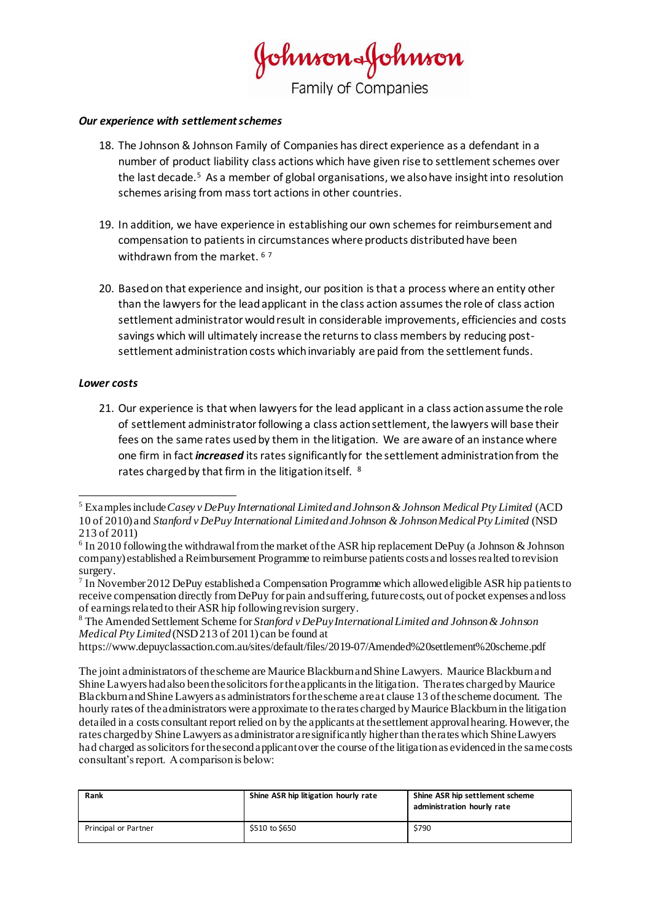*Our experience with settlement schemes*

18. The Johnson & Johnson Family of Companies has direct experience as a defendant in a number of product liability class actions which have given rise to settlement schemes over the last decade.[5] As a member of global organisations, we also have insight into resolution schemes arising from mass tort actions in other countries.

19. In addition, we have experience in establishing our own schemes for reimbursement and compensation to patients in circumstances where products distributed have been withdrawn from the market.[6] [7]

20. Based on that experience and insight, our position is that a process where an entity other than the lawyers for the lead applicant in the class action assumes the role of class action settlement administrator would result in considerable improvements, efficiencies and costs savings which will ultimately increase the returns to class members by reducing post-settlement administration costs which invariably are paid from the settlement funds.

*Lower costs*

21. Our experience is that when lawyers for the lead applicant in a class action assume the role of settlement administrator following a class action settlement, the lawyers will base their fees on the same rates used by them in the litigation. We are aware of an instance where one firm in fact ***increased*** its rates significantly for the settlement administration from the rates charged by that firm in the litigation itself. [8]

---

[5] Examples include *Casey v DePuy International Limited and Johnson & Johnson Medical Pty Limited* (ACD 10 of 2010) and *Stanford v DePuy International Limited and Johnson & Johnson Medical Pty Limited* (NSD 213 of 2011)

[6] In 2010 following the withdrawal from the market of the ASR hip replacement DePuy (a Johnson & Johnson company) established a Reimbursement Programme to reimburse patients costs and losses realted to revision surgery.

[7] In November 2012 DePuy established a Compensation Programme which allowed eligible ASR hip patients to receive compensation directly from DePuy for pain and suffering, future costs, out of pocket expenses and loss of earnings related to their ASR hip following revision surgery.

[8] The Amended Settlement Scheme for *Stanford v DePuy International Limited and Johnson & Johnson Medical Pty Limited* (NSD 213 of 2011) can be found at https://www.depuyclassaction.com.au/sites/default/files/2019-07/Amended%20settlement%20scheme.pdf

The joint administrators of the scheme are Maurice Blackburn and Shine Lawyers. Maurice Blackburn and Shine Lawyers had also been the solicitors for the applicants in the litigation. The rates charged by Maurice Blackburn and Shine Lawyers as administrators for the scheme are at clause 13 of the scheme document. The hourly rates of the administrators were approximate to the rates charged by Maurice Blackburn in the litigation detailed in a costs consultant report relied on by the applicants at the settlement approval hearing. However, the rates charged by Shine Lawyers as administrator are significantly higher than the rates which Shine Lawyers had charged as solicitors for the second applicant over the course of the litigation as evidenced in the same costs consultant's report. A comparison is below:

| Rank | Shine ASR hip litigation hourly rate | Shine ASR hip settlement scheme administration hourly rate |
|---|---|---|
| Principal or Partner | $510 to $650 | $790 |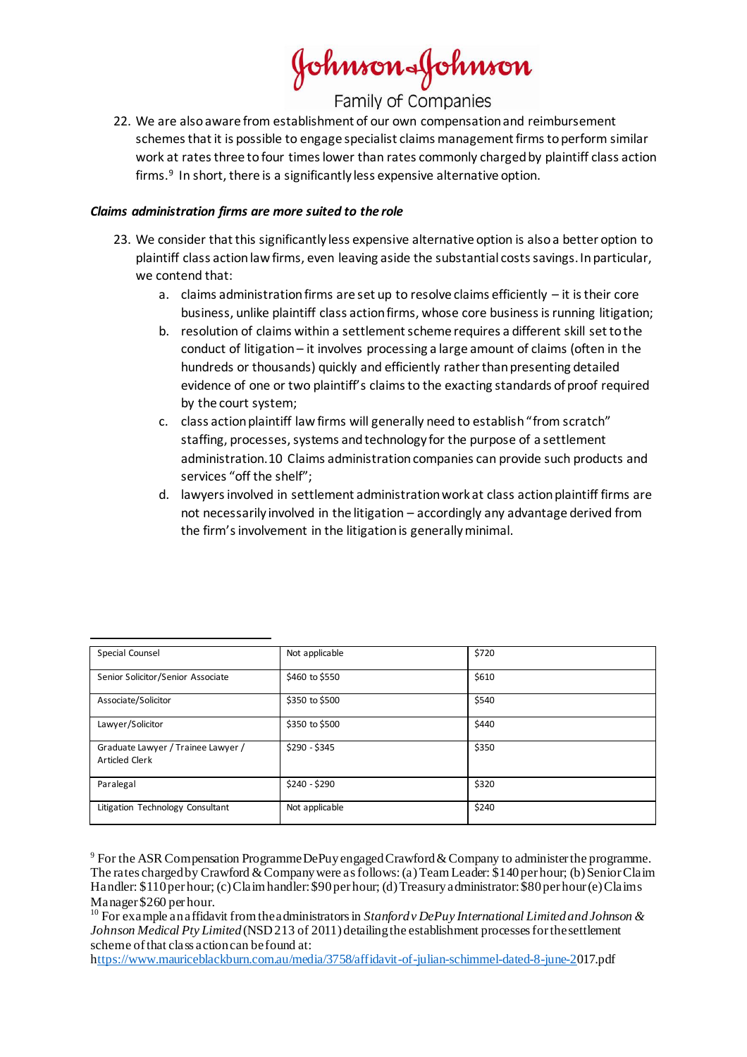22. We are also aware from establishment of our own compensation and reimbursement schemes that it is possible to engage specialist claims management firms to perform similar work at rates three to four times lower than rates commonly charged by plaintiff class action firms.[9] In short, there is a significantly less expensive alternative option.

***Claims administration firms are more suited to the role***

23. We consider that this significantly less expensive alternative option is also a better option to plaintiff class action law firms, even leaving aside the substantial costs savings. In particular, we contend that:
    a. claims administration firms are set up to resolve claims efficiently – it is their core business, unlike plaintiff class action firms, whose core business is running litigation;
    b. resolution of claims within a settlement scheme requires a different skill set to the conduct of litigation – it involves processing a large amount of claims (often in the hundreds or thousands) quickly and efficiently rather than presenting detailed evidence of one or two plaintiff's claims to the exacting standards of proof required by the court system;
    c. class action plaintiff law firms will generally need to establish "from scratch" staffing, processes, systems and technology for the purpose of a settlement administration.10 Claims administration companies can provide such products and services "off the shelf";
    d. lawyers involved in settlement administration work at class action plaintiff firms are not necessarily involved in the litigation – accordingly any advantage derived from the firm's involvement in the litigation is generally minimal.

| | | |
|---|---|---|
| Special Counsel | Not applicable | $720 |
| Senior Solicitor/Senior Associate | $460 to $550 | $610 |
| Associate/Solicitor | $350 to $500 | $540 |
| Lawyer/Solicitor | $350 to $500 | $440 |
| Graduate Lawyer / Trainee Lawyer / Articled Clerk | $290 - $345 | $350 |
| Paralegal | $240 - $290 | $320 |
| Litigation Technology Consultant | Not applicable | $240 |

[9] For the ASR Compensation Programme DePuy engaged Crawford & Company to administer the programme. The rates charged by Crawford & Company were as follows: (a) Team Leader: $140 per hour; (b) Senior Claim Handler: $110 per hour; (c) Claim handler: $90 per hour; (d) Treasury administrator: $80 per hour (e) Claims Manager $260 per hour.

[10] For example an affidavit from the administrators in *Stanford v DePuy International Limited and Johnson & Johnson Medical Pty Limited* (NSD 213 of 2011) detailing the establishment processes for the settlement scheme of that class action can be found at: https://www.mauriceblackburn.com.au/media/3758/affidavit-of-julian-schimmel-dated-8-june-2017.pdf